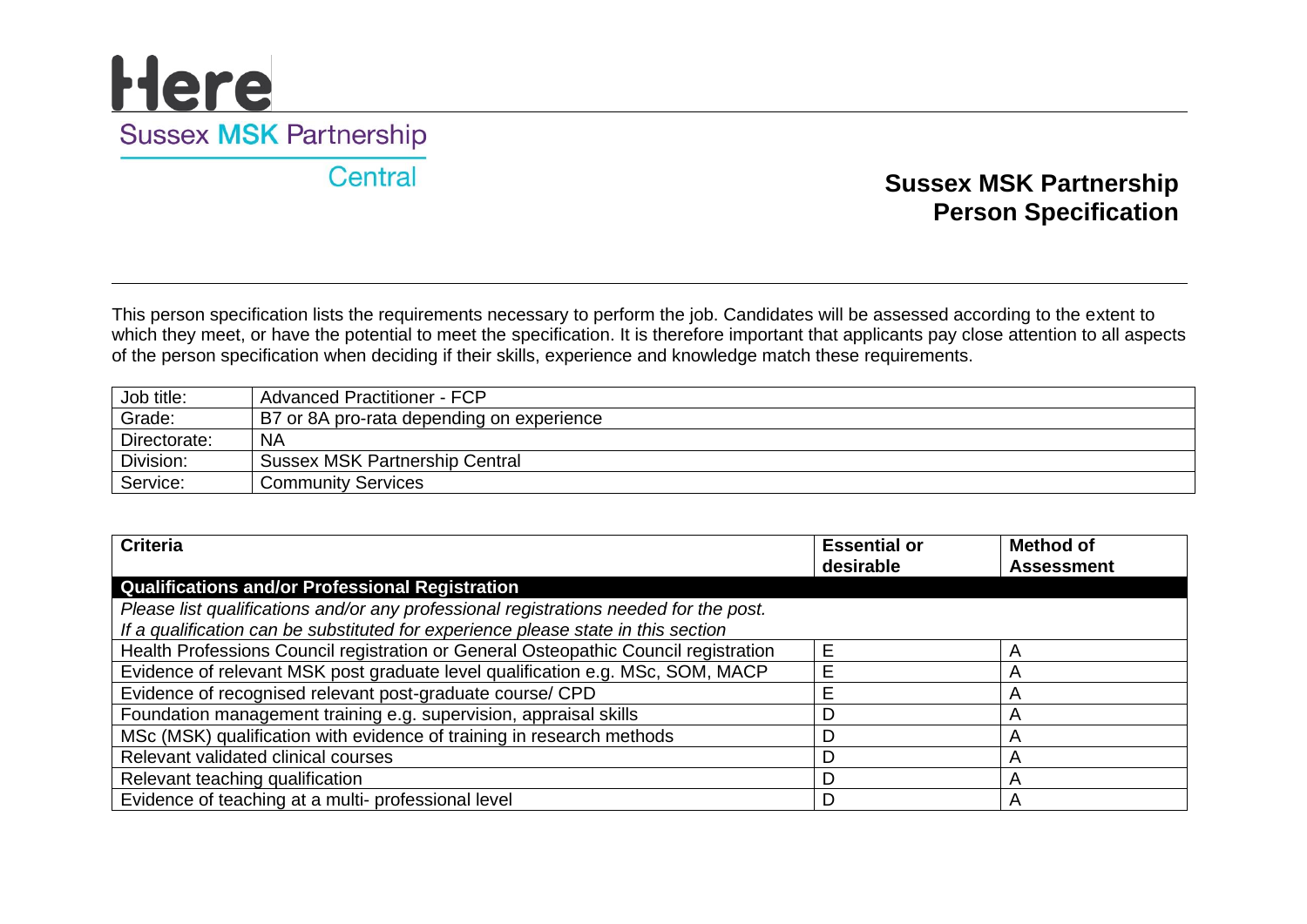Here

Sussex MSK Partnership

Central

# Sussex MSK Partnership Person Specification

This person specification lists the requirements necessary to perform the job. Candidates will be assessed according to the extent to which they meet, or have the potential to meet the specification. It is therefore important that applicants pay close attention to all aspects of the person specification when deciding if their skills, experience and knowledge match these requirements.

| Job title: | Advanced Practitioner - FCP |
|---|---|
| Grade: | B7 or 8A pro-rata depending on experience |
| Directorate: | NA |
| Division: | Sussex MSK Partnership Central |
| Service: | Community Services |

| Criteria | Essential or desirable | Method of Assessment |
|---|---|---|
| **Qualifications and/or Professional Registration** | | |
| *Please list qualifications and/or any professional registrations needed for the post. If a qualification can be substituted for experience please state in this section* | | |
| Health Professions Council registration or General Osteopathic Council registration | E | A |
| Evidence of relevant MSK post graduate level qualification e.g. MSc, SOM, MACP | E | A |
| Evidence of recognised relevant post-graduate course/ CPD | E | A |
| Foundation management training e.g. supervision, appraisal skills | D | A |
| MSc (MSK) qualification with evidence of training in research methods | D | A |
| Relevant validated clinical courses | D | A |
| Relevant teaching qualification | D | A |
| Evidence of teaching at a multi- professional level | D | A |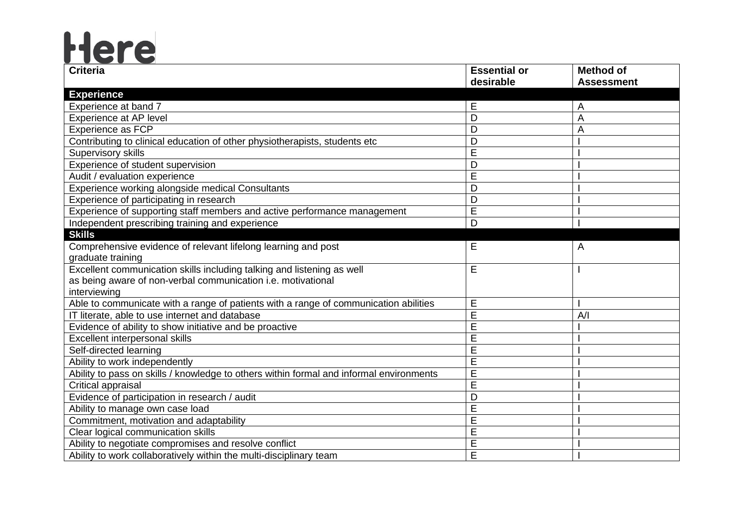Here

| Criteria | Essential or desirable | Method of Assessment |
| --- | --- | --- |
| **Experience** | | |
| Experience at band 7 | E | A |
| Experience at AP level | D | A |
| Experience as FCP | D | A |
| Contributing to clinical education of other physiotherapists, students etc | D | I |
| Supervisory skills | E | I |
| Experience of student supervision | D | I |
| Audit / evaluation experience | E | I |
| Experience working alongside medical Consultants | D | I |
| Experience of participating in research | D | I |
| Experience of supporting staff members and active performance management | E | I |
| Independent prescribing training and experience | D | I |
| **Skills** | | |
| Comprehensive evidence of relevant lifelong learning and post graduate training | E | A |
| Excellent communication skills including talking and listening as well as being aware of non-verbal communication i.e. motivational interviewing | E | I |
| Able to communicate with a range of patients with a range of communication abilities | E | I |
| IT literate, able to use internet and database | E | A/I |
| Evidence of ability to show initiative and be proactive | E | I |
| Excellent interpersonal skills | E | I |
| Self-directed learning | E | I |
| Ability to work independently | E | I |
| Ability to pass on skills / knowledge to others within formal and informal environments | E | I |
| Critical appraisal | E | I |
| Evidence of participation in research / audit | D | I |
| Ability to manage own case load | E | I |
| Commitment, motivation and adaptability | E | I |
| Clear logical communication skills | E | I |
| Ability to negotiate compromises and resolve conflict | E | I |
| Ability to work collaboratively within the multi-disciplinary team | E | I |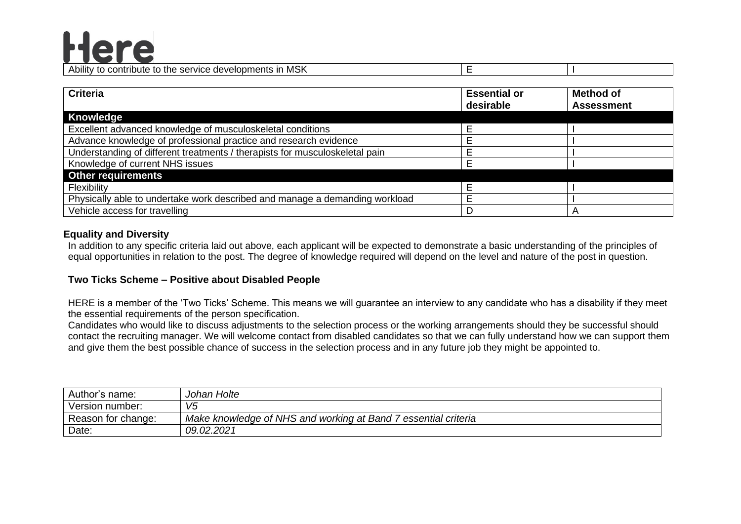| | | |
|---|---|---|
| Ability to contribute to the service developments in MSK | E | I |

| Criteria | Essential or desirable | Method of Assessment |
|---|---|---|
| **Knowledge** | | |
| Excellent advanced knowledge of musculoskeletal conditions | E | I |
| Advance knowledge of professional practice and research evidence | E | I |
| Understanding of different treatments / therapists for musculoskeletal pain | E | I |
| Knowledge of current NHS issues | E | I |
| **Other requirements** | | |
| Flexibility | E | I |
| Physically able to undertake work described and manage a demanding workload | E | I |
| Vehicle access for travelling | D | A |

**Equality and Diversity**

In addition to any specific criteria laid out above, each applicant will be expected to demonstrate a basic understanding of the principles of equal opportunities in relation to the post. The degree of knowledge required will depend on the level and nature of the post in question.

**Two Ticks Scheme – Positive about Disabled People**

HERE is a member of the 'Two Ticks' Scheme. This means we will guarantee an interview to any candidate who has a disability if they meet the essential requirements of the person specification.

Candidates who would like to discuss adjustments to the selection process or the working arrangements should they be successful should contact the recruiting manager. We will welcome contact from disabled candidates so that we can fully understand how we can support them and give them the best possible chance of success in the selection process and in any future job they might be appointed to.

| | |
|---|---|
| Author's name: | *Johan Holte* |
| Version number: | *V5* |
| Reason for change: | *Make knowledge of NHS and working at Band 7 essential criteria* |
| Date: | *09.02.2021* |